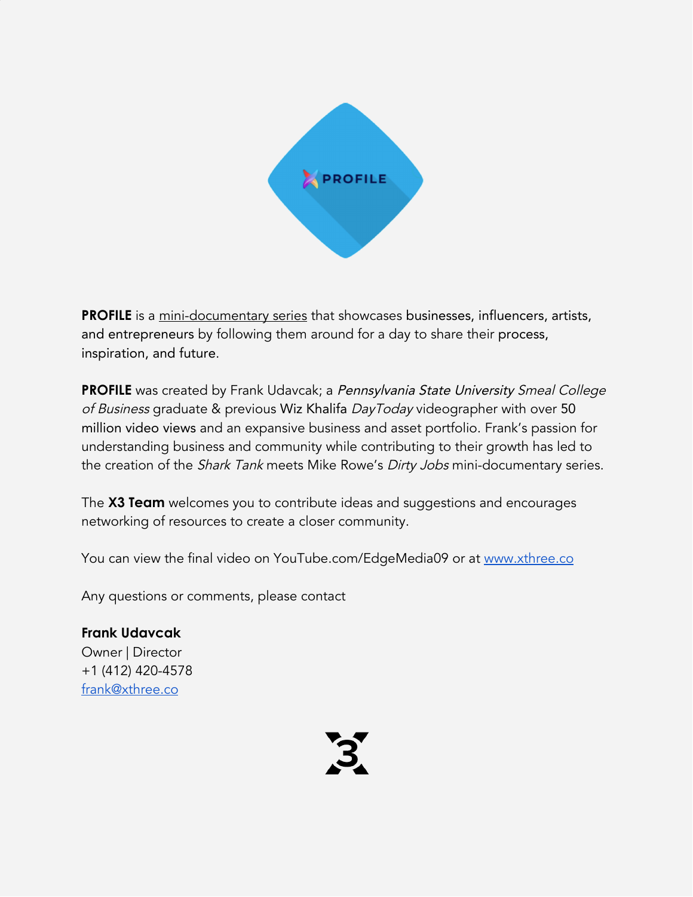**PROFILE** is a mini-documentary series that showcases businesses, influencers, artists, and entrepreneurs by following them around for a day to share their process, inspiration, and future.

**PROFILE** was created by Frank Udavcak; a *Pennsylvania State University Smeal College of Business* graduate & previous Wiz Khalifa *DayToday* videographer with over 50 million video views and an expansive business and asset portfolio. Frank's passion for understanding business and community while contributing to their growth has led to the creation of the *Shark Tank* meets Mike Rowe's *Dirty Jobs* mini-documentary series.

The **X3 Team** welcomes you to contribute ideas and suggestions and encourages networking of resources to create a closer community.

You can view the final video on YouTube.com/EdgeMedia09 or at [www.xthree.co](http://www.xthree.co)

Any questions or comments, please contact

**Frank Udavcak**
Owner | Director
+1 (412) 420-4578
[frank@xthree.co](mailto:frank@xthree.co)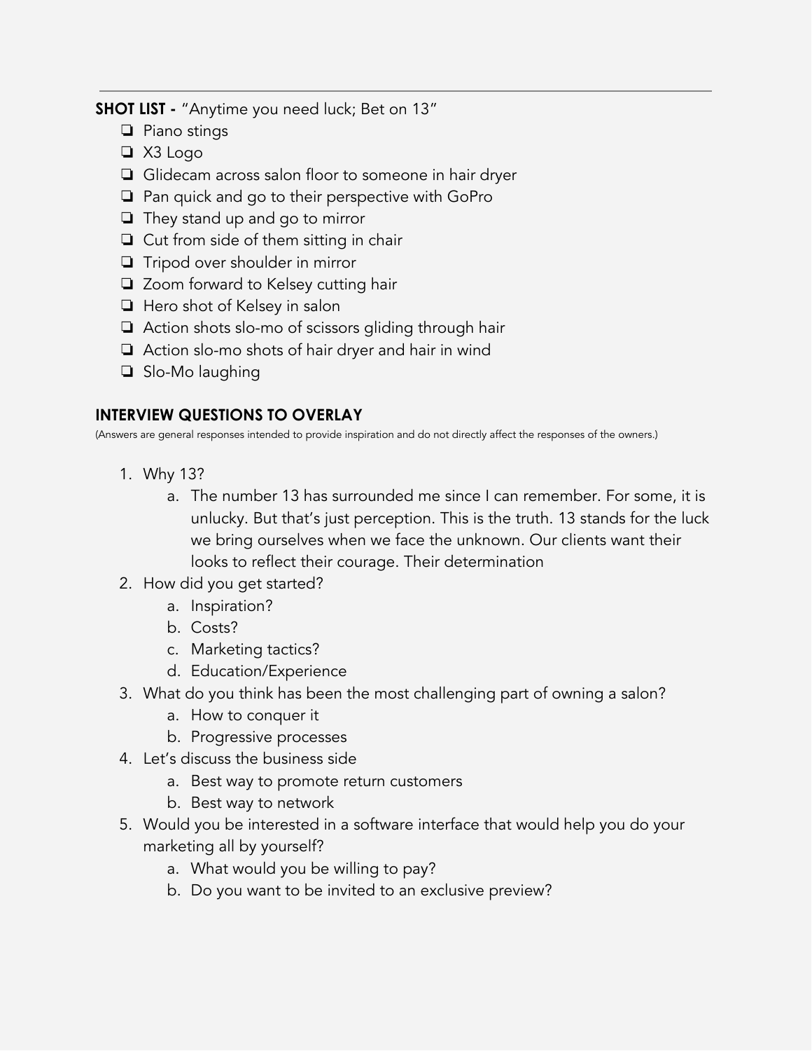**SHOT LIST -** "Anytime you need luck; Bet on 13"

- [ ] Piano stings
- [ ] X3 Logo
- [ ] Glidecam across salon floor to someone in hair dryer
- [ ] Pan quick and go to their perspective with GoPro
- [ ] They stand up and go to mirror
- [ ] Cut from side of them sitting in chair
- [ ] Tripod over shoulder in mirror
- [ ] Zoom forward to Kelsey cutting hair
- [ ] Hero shot of Kelsey in salon
- [ ] Action shots slo-mo of scissors gliding through hair
- [ ] Action slo-mo shots of hair dryer and hair in wind
- [ ] Slo-Mo laughing

**INTERVIEW QUESTIONS TO OVERLAY**

(Answers are general responses intended to provide inspiration and do not directly affect the responses of the owners.)

1. Why 13?
   a. The number 13 has surrounded me since I can remember. For some, it is unlucky. But that's just perception. This is the truth. 13 stands for the luck we bring ourselves when we face the unknown. Our clients want their looks to reflect their courage. Their determination
2. How did you get started?
   a. Inspiration?
   b. Costs?
   c. Marketing tactics?
   d. Education/Experience
3. What do you think has been the most challenging part of owning a salon?
   a. How to conquer it
   b. Progressive processes
4. Let's discuss the business side
   a. Best way to promote return customers
   b. Best way to network
5. Would you be interested in a software interface that would help you do your marketing all by yourself?
   a. What would you be willing to pay?
   b. Do you want to be invited to an exclusive preview?